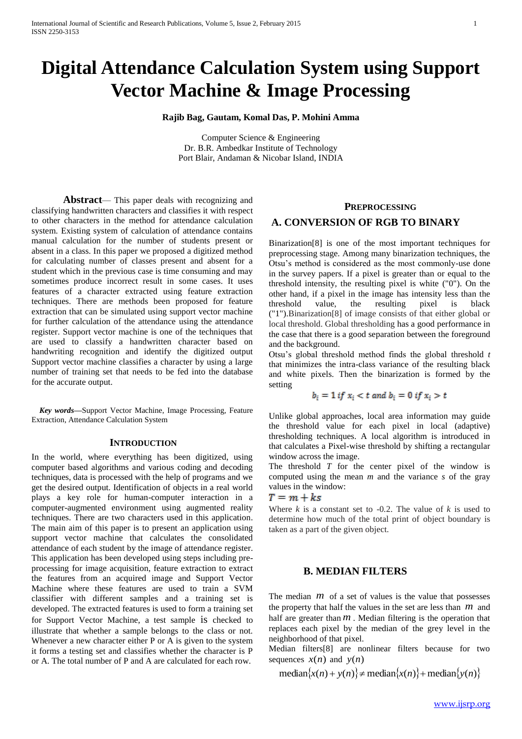# Digital Attendance Calculation System using Support Vector Machine & Image Processing

**Rajib Bag, Gautam, Komal Das, P. Mohini Amma**

Computer Science & Engineering
Dr. B.R. Ambedkar Institute of Technology
Port Blair, Andaman & Nicobar Island, INDIA

**Abstract**— This paper deals with recognizing and classifying handwritten characters and classifies it with respect to other characters in the method for attendance calculation system. Existing system of calculation of attendance contains manual calculation for the number of students present or absent in a class. In this paper we proposed a digitized method for calculating number of classes present and absent for a student which in the previous case is time consuming and may sometimes produce incorrect result in some cases. It uses features of a character extracted using feature extraction techniques. There are methods been proposed for feature extraction that can be simulated using support vector machine for further calculation of the attendance using the attendance register. Support vector machine is one of the techniques that are used to classify a handwritten character based on handwriting recognition and identify the digitized output Support vector machine classifies a character by using a large number of training set that needs to be fed into the database for the accurate output.

*Key words*—Support Vector Machine, Image Processing, Feature Extraction, Attendance Calculation System

## INTRODUCTION

In the world, where everything has been digitized, using computer based algorithms and various coding and decoding techniques, data is processed with the help of programs and we get the desired output. Identification of objects in a real world plays a key role for human-computer interaction in a computer-augmented environment using augmented reality techniques. There are two characters used in this application. The main aim of this paper is to present an application using support vector machine that calculates the consolidated attendance of each student by the image of attendance register. This application has been developed using steps including pre-processing for image acquisition, feature extraction to extract the features from an acquired image and Support Vector Machine where these features are used to train a SVM classifier with different samples and a training set is developed. The extracted features is used to form a training set for Support Vector Machine, a test sample is checked to illustrate that whether a sample belongs to the class or not. Whenever a new character either P or A is given to the system it forms a testing set and classifies whether the character is P or A. The total number of P and A are calculated for each row.

## PREPROCESSING

### A. CONVERSION OF RGB TO BINARY

Binarization[8] is one of the most important techniques for preprocessing stage. Among many binarization techniques, the Otsu's method is considered as the most commonly-use done in the survey papers. If a pixel is greater than or equal to the threshold intensity, the resulting pixel is white ("0"). On the other hand, if a pixel in the image has intensity less than the threshold value, the resulting pixel is black ("1").Binarization[8] of image consists of that either global or local threshold. Global thresholding has a good performance in the case that there is a good separation between the foreground and the background.

Otsu's global threshold method finds the global threshold *t* that minimizes the intra-class variance of the resulting black and white pixels. Then the binarization is formed by the setting

$$b_i = 1 \text{ if } x_i < t \text{ and } b_i = 0 \text{ if } x_i > t$$

Unlike global approaches, local area information may guide the threshold value for each pixel in local (adaptive) thresholding techniques. A local algorithm is introduced in that calculates a Pixel-wise threshold by shifting a rectangular window across the image.

The threshold *T* for the center pixel of the window is computed using the mean *m* and the variance *s* of the gray values in the window:

$$T = m + ks$$

Where *k* is a constant set to -0.2. The value of *k* is used to determine how much of the total print of object boundary is taken as a part of the given object.

### B. MEDIAN FILTERS

The median $m$ of a set of values is the value that possesses the property that half the values in the set are less than $m$ and half are greater than $m$. Median filtering is the operation that replaces each pixel by the median of the grey level in the neighborhood of that pixel.

Median filters[8] are nonlinear filters because for two sequences $x(n)$ and $y(n)$

$$\text{median}\{x(n) + y(n)\} \neq \text{median}\{x(n)\} + \text{median}\{y(n)\}$$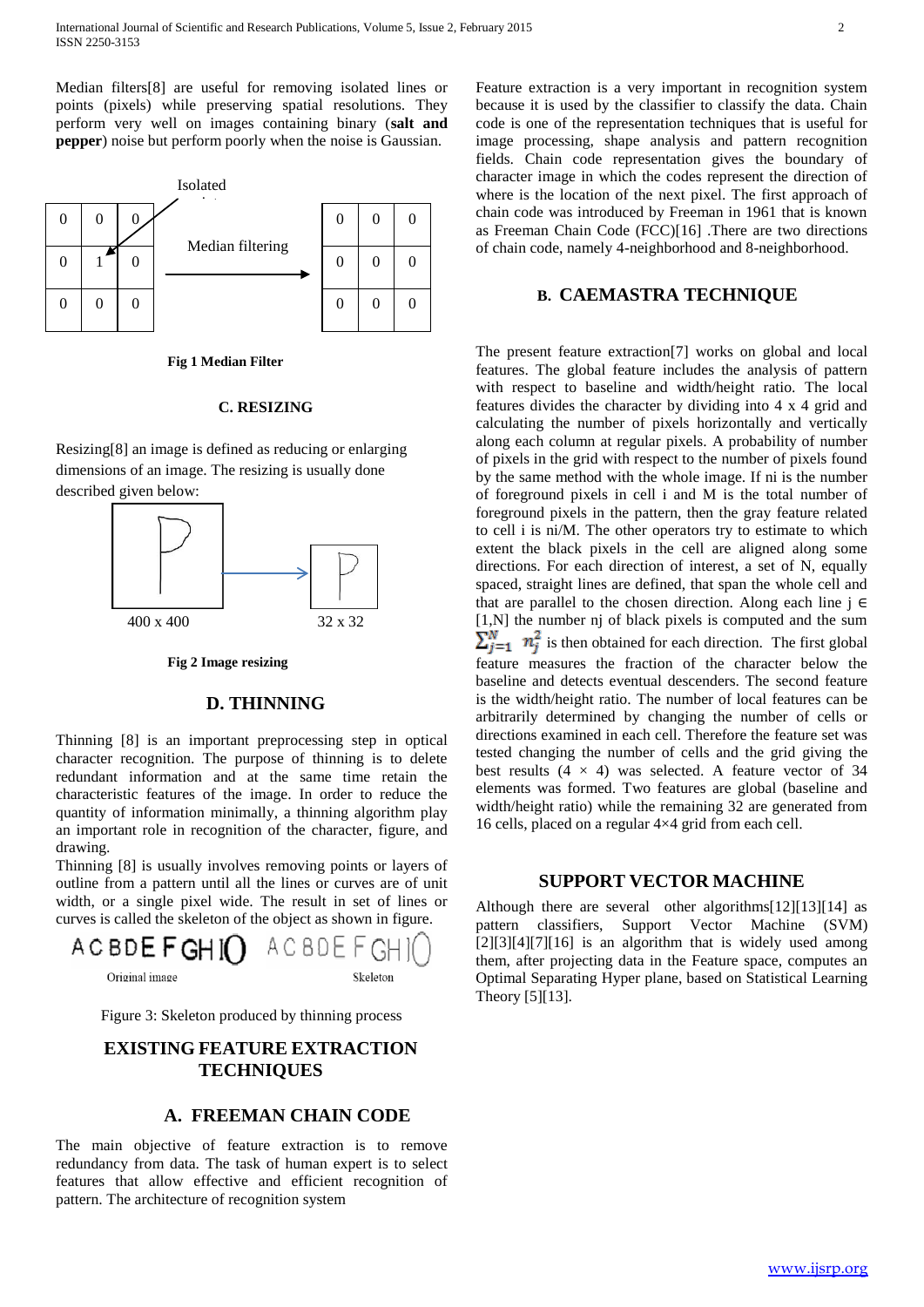Median filters[8] are useful for removing isolated lines or points (pixels) while preserving spatial resolutions. They perform very well on images containing binary (**salt and pepper**) noise but perform poorly when the noise is Gaussian.

**Fig 1 Median Filter**

### C. RESIZING

Resizing[8] an image is defined as reducing or enlarging dimensions of an image. The resizing is usually done described given below:

**Fig 2 Image resizing**

### D. THINNING

Thinning [8] is an important preprocessing step in optical character recognition. The purpose of thinning is to delete redundant information and at the same time retain the characteristic features of the image. In order to reduce the quantity of information minimally, a thinning algorithm play an important role in recognition of the character, figure, and drawing.

Thinning [8] is usually involves removing points or layers of outline from a pattern until all the lines or curves are of unit width, or a single pixel wide. The result in set of lines or curves is called the skeleton of the object as shown in figure.

Figure 3: Skeleton produced by thinning process

## EXISTING FEATURE EXTRACTION TECHNIQUES

### A. FREEMAN CHAIN CODE

The main objective of feature extraction is to remove redundancy from data. The task of human expert is to select features that allow effective and efficient recognition of pattern. The architecture of recognition system

Feature extraction is a very important in recognition system because it is used by the classifier to classify the data. Chain code is one of the representation techniques that is useful for image processing, shape analysis and pattern recognition fields. Chain code representation gives the boundary of character image in which the codes represent the direction of where is the location of the next pixel. The first approach of chain code was introduced by Freeman in 1961 that is known as Freeman Chain Code (FCC)[16] .There are two directions of chain code, namely 4-neighborhood and 8-neighborhood.

### B. CAEMASTRA TECHNIQUE

The present feature extraction[7] works on global and local features. The global feature includes the analysis of pattern with respect to baseline and width/height ratio. The local features divides the character by dividing into 4 x 4 grid and calculating the number of pixels horizontally and vertically along each column at regular pixels. A probability of number of pixels in the grid with respect to the number of pixels found by the same method with the whole image. If ni is the number of foreground pixels in cell i and M is the total number of foreground pixels in the pattern, then the gray feature related to cell i is ni/M. The other operators try to estimate to which extent the black pixels in the cell are aligned along some directions. For each direction of interest, a set of N, equally spaced, straight lines are defined, that span the whole cell and that are parallel to the chosen direction. Along each line $j \in [1,N]$ the number nj of black pixels is computed and the sum $\sum_{j=1}^{N} n_j^2$ is then obtained for each direction. The first global feature measures the fraction of the character below the baseline and detects eventual descenders. The second feature is the width/height ratio. The number of local features can be arbitrarily determined by changing the number of cells or directions examined in each cell. Therefore the feature set was tested changing the number of cells and the grid giving the best results (4 × 4) was selected. A feature vector of 34 elements was formed. Two features are global (baseline and width/height ratio) while the remaining 32 are generated from 16 cells, placed on a regular 4×4 grid from each cell.

## SUPPORT VECTOR MACHINE

Although there are several other algorithms[12][13][14] as pattern classifiers, Support Vector Machine (SVM) [2][3][4][7][16] is an algorithm that is widely used among them, after projecting data in the Feature space, computes an Optimal Separating Hyper plane, based on Statistical Learning Theory [5][13].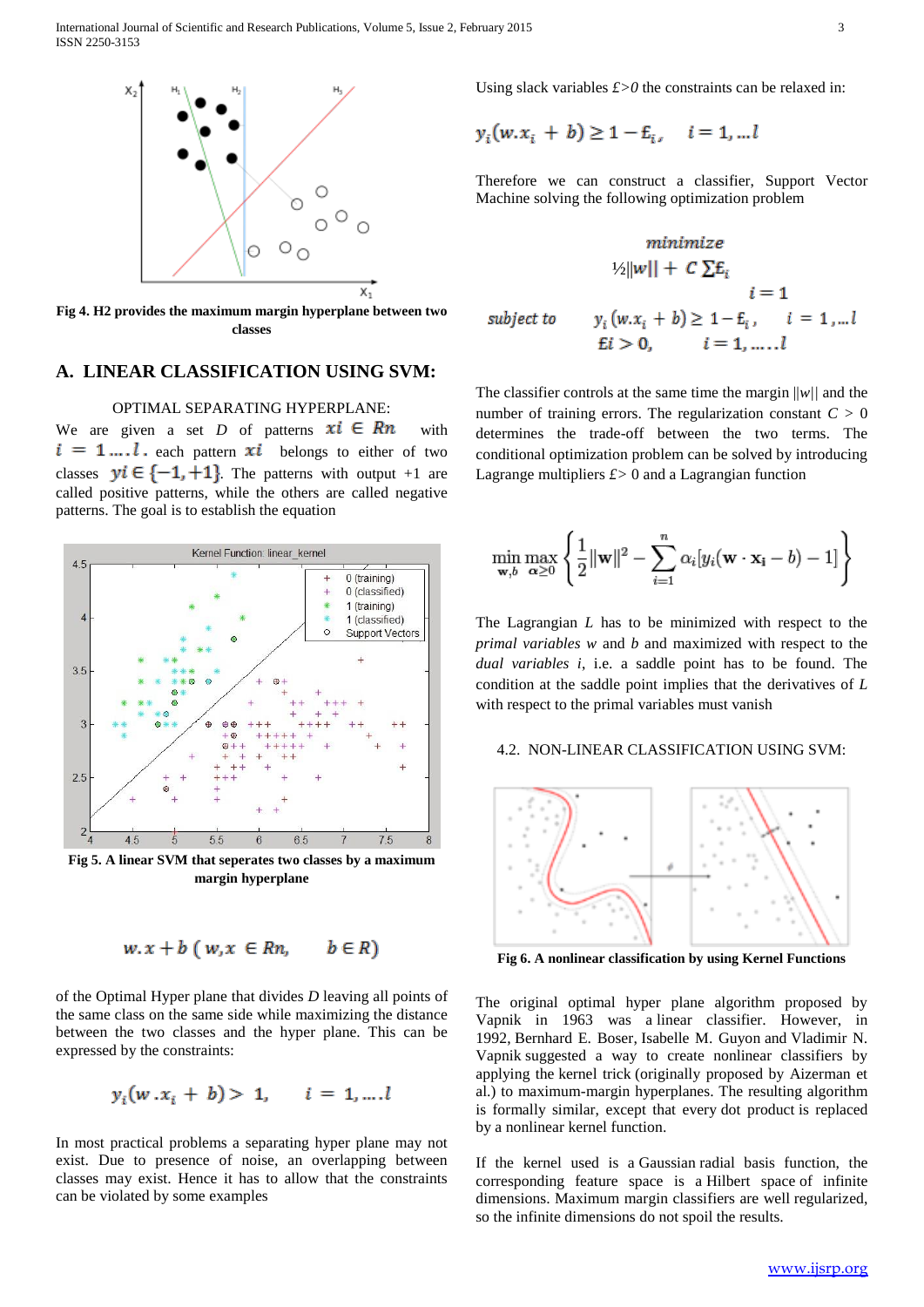Fig 4. H2 provides the maximum margin hyperplane between two classes

## A. LINEAR CLASSIFICATION USING SVM:

OPTIMAL SEPARATING HYPERPLANE:

We are given a set $D$ of patterns $xi \in Rn$ with $i = 1 \ldots . l$. each pattern $xi$ belongs to either of two classes $yi \in \{-1, +1\}$. The patterns with output +1 are called positive patterns, while the others are called negative patterns. The goal is to establish the equation

Fig 5. A linear SVM that seperates two classes by a maximum margin hyperplane

$$w.x + b \; (w, x \in Rn, \quad b \in R)$$

of the Optimal Hyper plane that divides $D$ leaving all points of the same class on the same side while maximizing the distance between the two classes and the hyper plane. This can be expressed by the constraints:

$$y_i(w.x_i + b) > 1, \quad i = 1, \ldots . l$$

In most practical problems a separating hyper plane may not exist. Due to presence of noise, an overlapping between classes may exist. Hence it has to allow that the constraints can be violated by some examples

Using slack variables $\pounds > 0$ the constraints can be relaxed in:

$$y_i(w.x_i + b) \geq 1 - \pounds_i, \quad i = 1, \ldots l$$

Therefore we can construct a classifier, Support Vector Machine solving the following optimization problem

$$\text{minimize} \quad ½\|w\| + C \sum \pounds_i$$

$$i = 1$$

$$\text{subject to} \quad y_i(w.x_i + b) \geq 1 - \pounds_i, \quad i = 1, \ldots l$$

$$\pounds i > 0, \quad i = 1, \ldots . l$$

The classifier controls at the same time the margin $\|w\|$ and the number of training errors. The regularization constant $C > 0$ determines the trade-off between the two terms. The conditional optimization problem can be solved by introducing Lagrange multipliers $\pounds > 0$ and a Lagrangian function

$$\min_{\mathbf{w}, b} \max_{\alpha \geq 0} \left\{ \frac{1}{2}\|\mathbf{w}\|^2 - \sum_{i=1}^{n} \alpha_i [y_i(\mathbf{w} \cdot \mathbf{x_i} - b) - 1] \right\}$$

The Lagrangian $L$ has to be minimized with respect to the *primal variables* $w$ and $b$ and maximized with respect to the *dual variables* $i$, i.e. a saddle point has to be found. The condition at the saddle point implies that the derivatives of $L$ with respect to the primal variables must vanish

### 4.2. NON-LINEAR CLASSIFICATION USING SVM:

Fig 6. A nonlinear classification by using Kernel Functions

The original optimal hyper plane algorithm proposed by Vapnik in 1963 was a linear classifier. However, in 1992, Bernhard E. Boser, Isabelle M. Guyon and Vladimir N. Vapnik suggested a way to create nonlinear classifiers by applying the kernel trick (originally proposed by Aizerman et al.) to maximum-margin hyperplanes. The resulting algorithm is formally similar, except that every dot product is replaced by a nonlinear kernel function.

If the kernel used is a Gaussian radial basis function, the corresponding feature space is a Hilbert space of infinite dimensions. Maximum margin classifiers are well regularized, so the infinite dimensions do not spoil the results.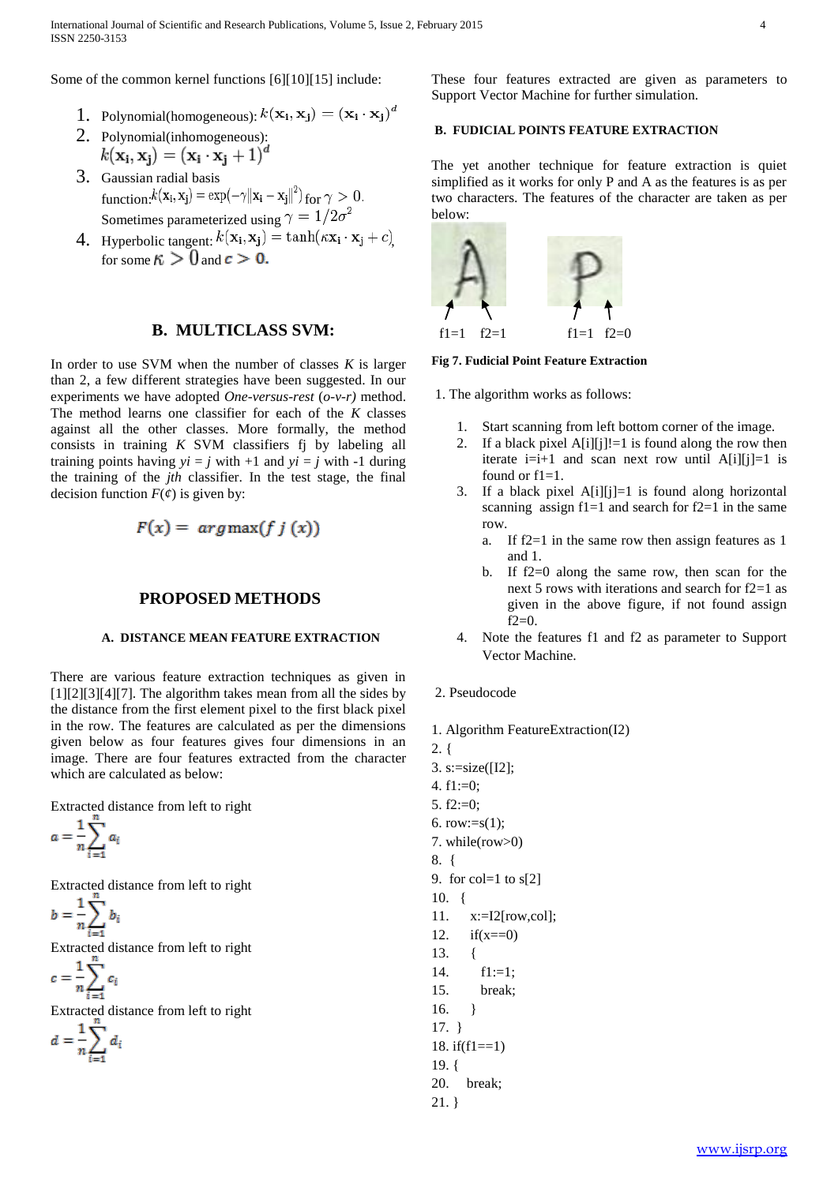Some of the common kernel functions [6][10][15] include:

1. Polynomial(homogeneous): $k(\mathbf{x_i}, \mathbf{x_j}) = (\mathbf{x_i} \cdot \mathbf{x_j})^d$
2. Polynomial(inhomogeneous): $k(\mathbf{x_i}, \mathbf{x_j}) = (\mathbf{x_i} \cdot \mathbf{x_j} + 1)^d$
3. Gaussian radial basis function: $k(\mathbf{x_i}, \mathbf{x_j}) = \exp(-\gamma \|\mathbf{x_i} - \mathbf{x_j}\|^2)$ for $\gamma > 0$. Sometimes parameterized using $\gamma = 1/2\sigma^2$
4. Hyperbolic tangent: $k(\mathbf{x_i}, \mathbf{x_j}) = \tanh(\kappa \mathbf{x_i} \cdot \mathbf{x_j} + c)$, for some $\kappa > 0$ and $c > 0$.

## B. MULTICLASS SVM:

In order to use SVM when the number of classes $K$ is larger than 2, a few different strategies have been suggested. In our experiments we have adopted *One-versus-rest (o-v-r)* method. The method learns one classifier for each of the $K$ classes against all the other classes. More formally, the method consists in training $K$ SVM classifiers fj by labeling all training points having $yi = j$ with +1 and $yi = j$ with -1 during the training of the *jth* classifier. In the test stage, the final decision function $F(¢)$ is given by:

$$F(x) = \arg\max(f\,j\,(x))$$

# PROPOSED METHODS

### A. DISTANCE MEAN FEATURE EXTRACTION

There are various feature extraction techniques as given in [1][2][3][4][7]. The algorithm takes mean from all the sides by the distance from the first element pixel to the first black pixel in the row. The features are calculated as per the dimensions given below as four features gives four dimensions in an image. There are four features extracted from the character which are calculated as below:

Extracted distance from left to right

$$a = \frac{1}{n}\sum_{i=1}^{n} a_i$$

Extracted distance from left to right

$$b = \frac{1}{n}\sum_{i=1}^{n} b_i$$

Extracted distance from left to right

$$c = \frac{1}{n}\sum_{i=1}^{n} c_i$$

Extracted distance from left to right

$$d = \frac{1}{n}\sum_{i=1}^{n} d_i$$

These four features extracted are given as parameters to Support Vector Machine for further simulation.

### B. FUDICIAL POINTS FEATURE EXTRACTION

The yet another technique for feature extraction is quiet simplified as it works for only P and A as the features is as per two characters. The features of the character are taken as per below:

f1=1 f2=1 f1=1 f2=0

**Fig 7. Fudicial Point Feature Extraction**

1. The algorithm works as follows:

   1. Start scanning from left bottom corner of the image.
   2. If a black pixel A[i][j]!=1 is found along the row then iterate i=i+1 and scan next row until A[i][j]=1 is found or f1=1.
   3. If a black pixel A[i][j]=1 is found along horizontal scanning assign f1=1 and search for f2=1 in the same row.
      a. If f2=1 in the same row then assign features as 1 and 1.
      b. If f2=0 along the same row, then scan for the next 5 rows with iterations and search for f2=1 as given in the above figure, if not found assign f2=0.
   4. Note the features f1 and f2 as parameter to Support Vector Machine.

2. Pseudocode

```
1. Algorithm FeatureExtraction(I2)
2. {
3. s:=size([I2];
4. f1:=0;
5. f2:=0;
6. row:=s(1);
7. while(row>0)
8.  {
9.  for col=1 to s[2]
10.   {
11.     x:=I2[row,col];
12.     if(x==0)
13.     {
14.       f1:=1;
15.       break;
16.     }
17.  }
18. if(f1==1)
19. {
20.    break;
21. }
```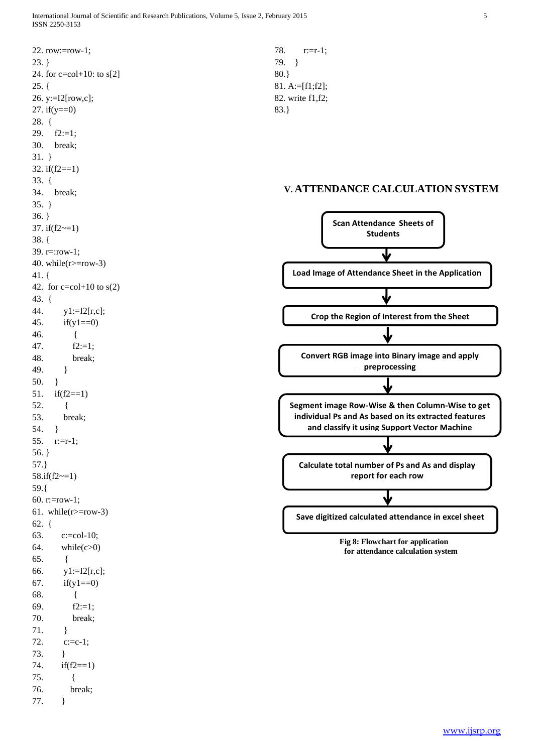```
22. row:=row-1;
23. }
24. for c=col+10: to s[2]
25. {
26. y:=I2[row,c];
27. if(y==0)
28.  {
29.    f2:=1;
30.    break;
31.  }
32. if(f2==1)
33.  {
34.    break;
35.  }
36. }
37. if(f2~=1)
38. {
39. r=:row-1;
40. while(r>=row-3)
41. {
42.  for c=col+10 to s(2)
43.  {
44.      y1:=I2[r,c];
45.      if(y1==0)
46.          {
47.          f2:=1;
48.          break;
49.      }
50.    }
51.    if(f2==1)
52.      {
53.      break;
54.    }
55.    r:=r-1;
56. }
57.}
58.if(f2~=1)
59.{
60. r:=row-1;
61.  while(r>=row-3)
62.  {
63.      c:=col-10;
64.      while(c>0)
65.      {
66.      y1:=I2[r,c];
67.      if(y1==0)
68.          {
69.          f2:=1;
70.          break;
71.      }
72.      c:=c-1;
73.    }
74.      if(f2==1)
75.          {
76.          break;
77.      }
78.      r:=r-1;
79.    }
80.}
81. A:=[f1;f2];
82. write f1,f2;
83.}
```

## V. ATTENDANCE CALCULATION SYSTEM

Scan Attendance Sheets of Students
↓
Load Image of Attendance Sheet in the Application
↓
Crop the Region of Interest from the Sheet
↓
Convert RGB image into Binary image and apply preprocessing
↓
Segment image Row-Wise & then Column-Wise to get individual Ps and As based on its extracted features and classify it using Support Vector Machine
↓
Calculate total number of Ps and As and display report for each row
↓
Save digitized calculated attendance in excel sheet

**Fig 8: Flowchart for application for attendance calculation system**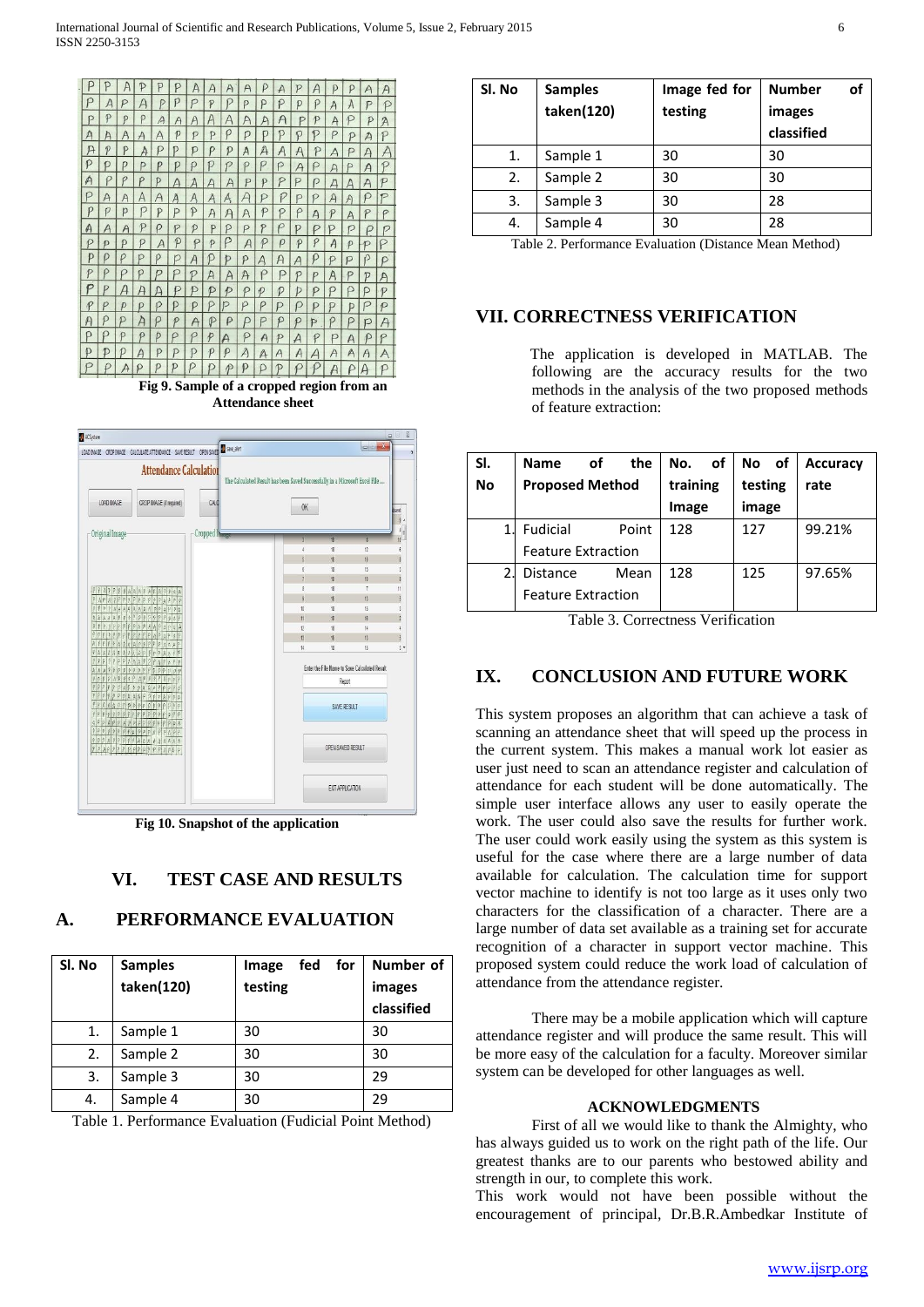Fig 9. Sample of a cropped region from an Attendance sheet

Fig 10. Snapshot of the application

# VI. TEST CASE AND RESULTS

## A. PERFORMANCE EVALUATION

| Sl. No | Samples taken(120) | Image fed for testing | Number of images classified |
|---|---|---|---|
| 1. | Sample 1 | 30 | 30 |
| 2. | Sample 2 | 30 | 30 |
| 3. | Sample 3 | 30 | 29 |
| 4. | Sample 4 | 30 | 29 |

Table 1. Performance Evaluation (Fudicial Point Method)

| Sl. No | Samples taken(120) | Image fed for testing | Number of images classified |
|---|---|---|---|
| 1. | Sample 1 | 30 | 30 |
| 2. | Sample 2 | 30 | 30 |
| 3. | Sample 3 | 30 | 28 |
| 4. | Sample 4 | 30 | 28 |

Table 2. Performance Evaluation (Distance Mean Method)

# VII. CORRECTNESS VERIFICATION

The application is developed in MATLAB. The following are the accuracy results for the two methods in the analysis of the two proposed methods of feature extraction:

| Sl. No | Name of the Proposed Method | No. of training Image | No of testing image | Accuracy rate |
|---|---|---|---|---|
| 1. | Fudicial Point Feature Extraction | 128 | 127 | 99.21% |
| 2. | Distance Mean Feature Extraction | 128 | 125 | 97.65% |

Table 3. Correctness Verification

# IX. CONCLUSION AND FUTURE WORK

This system proposes an algorithm that can achieve a task of scanning an attendance sheet that will speed up the process in the current system. This makes a manual work lot easier as user just need to scan an attendance register and calculation of attendance for each student will be done automatically. The simple user interface allows any user to easily operate the work. The user could also save the results for further work. The user could work easily using the system as this system is useful for the case where there are a large number of data available for calculation. The calculation time for support vector machine to identify is not too large as it uses only two characters for the classification of a character. There are a large number of data set available as a training set for accurate recognition of a character in support vector machine. This proposed system could reduce the work load of calculation of attendance from the attendance register.

There may be a mobile application which will capture attendance register and will produce the same result. This will be more easy of the calculation for a faculty. Moreover similar system can be developed for other languages as well.

### ACKNOWLEDGMENTS

First of all we would like to thank the Almighty, who has always guided us to work on the right path of the life. Our greatest thanks are to our parents who bestowed ability and strength in our, to complete this work.

This work would not have been possible without the encouragement of principal, Dr.B.R.Ambedkar Institute of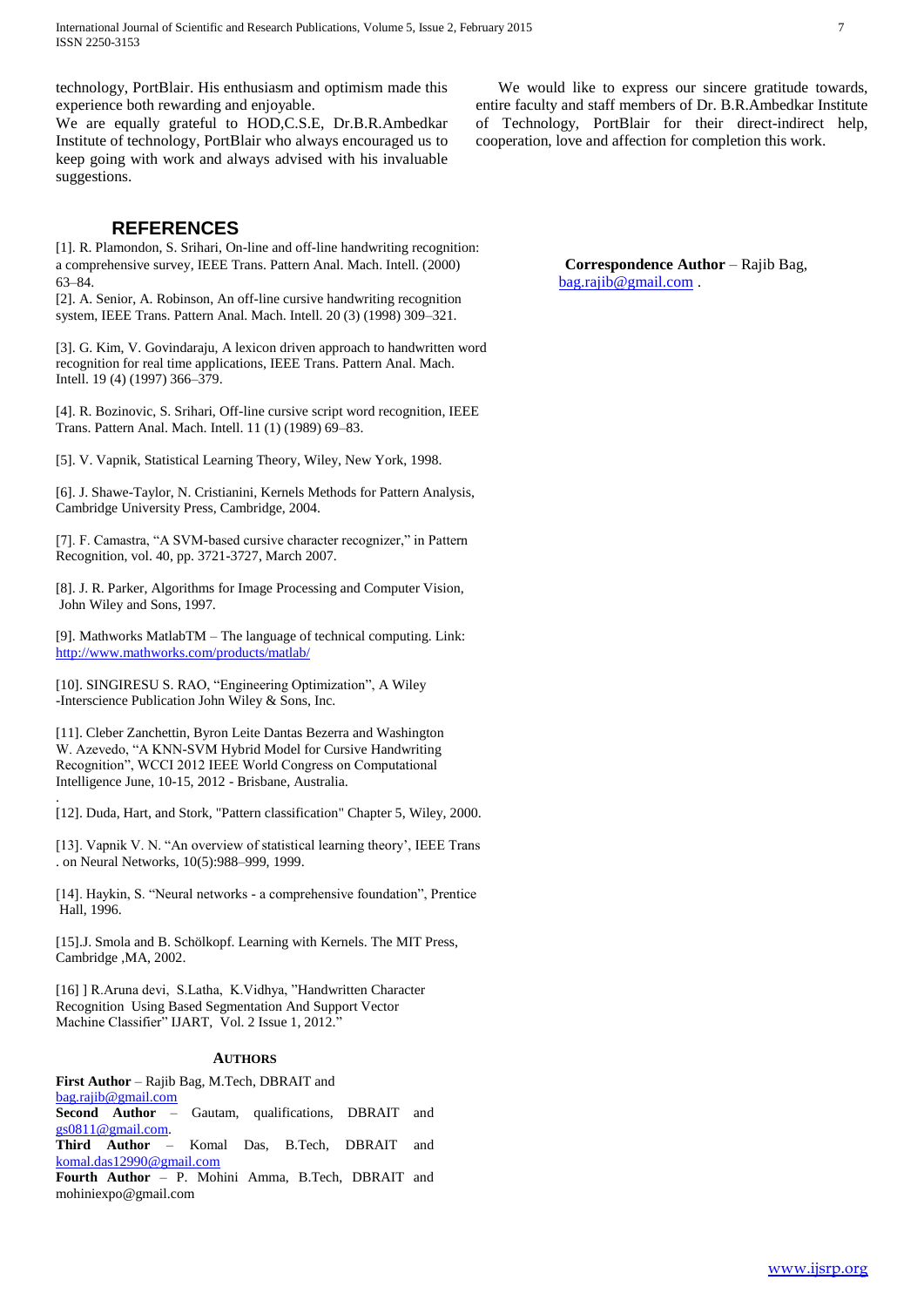technology, PortBlair. His enthusiasm and optimism made this experience both rewarding and enjoyable.

We are equally grateful to HOD,C.S.E, Dr.B.R.Ambedkar Institute of technology, PortBlair who always encouraged us to keep going with work and always advised with his invaluable suggestions.

We would like to express our sincere gratitude towards, entire faculty and staff members of Dr. B.R.Ambedkar Institute of Technology, PortBlair for their direct-indirect help, cooperation, love and affection for completion this work.

## REFERENCES

[1]. R. Plamondon, S. Srihari, On-line and off-line handwriting recognition: a comprehensive survey, IEEE Trans. Pattern Anal. Mach. Intell. (2000) 63–84.

[2]. A. Senior, A. Robinson, An off-line cursive handwriting recognition system, IEEE Trans. Pattern Anal. Mach. Intell. 20 (3) (1998) 309–321.

[3]. G. Kim, V. Govindaraju, A lexicon driven approach to handwritten word recognition for real time applications, IEEE Trans. Pattern Anal. Mach. Intell. 19 (4) (1997) 366–379.

[4]. R. Bozinovic, S. Srihari, Off-line cursive script word recognition, IEEE Trans. Pattern Anal. Mach. Intell. 11 (1) (1989) 69–83.

[5]. V. Vapnik, Statistical Learning Theory, Wiley, New York, 1998.

[6]. J. Shawe-Taylor, N. Cristianini, Kernels Methods for Pattern Analysis, Cambridge University Press, Cambridge, 2004.

[7]. F. Camastra, "A SVM-based cursive character recognizer," in Pattern Recognition, vol. 40, pp. 3721-3727, March 2007.

[8]. J. R. Parker, Algorithms for Image Processing and Computer Vision, John Wiley and Sons, 1997.

[9]. Mathworks MatlabTM – The language of technical computing. Link: http://www.mathworks.com/products/matlab/

[10]. SINGIRESU S. RAO, "Engineering Optimization", A Wiley -Interscience Publication John Wiley & Sons, Inc.

[11]. Cleber Zanchettin, Byron Leite Dantas Bezerra and Washington W. Azevedo, "A KNN-SVM Hybrid Model for Cursive Handwriting Recognition", WCCI 2012 IEEE World Congress on Computational Intelligence June, 10-15, 2012 - Brisbane, Australia.

[12]. Duda, Hart, and Stork, "Pattern classification" Chapter 5, Wiley, 2000.

[13]. Vapnik V. N. "An overview of statistical learning theory', IEEE Trans . on Neural Networks, 10(5):988–999, 1999.

[14]. Haykin, S. "Neural networks - a comprehensive foundation", Prentice Hall, 1996.

[15].J. Smola and B. Schölkopf. Learning with Kernels. The MIT Press, Cambridge ,MA, 2002.

[16] ] R.Aruna devi, S.Latha, K.Vidhya, "Handwritten Character Recognition Using Based Segmentation And Support Vector Machine Classifier" IJART, Vol. 2 Issue 1, 2012."

### AUTHORS

**First Author** – Rajib Bag, M.Tech, DBRAIT and bag.rajib@gmail.com

**Second Author** – Gautam, qualifications, DBRAIT and gs0811@gmail.com.

**Third Author** – Komal Das, B.Tech, DBRAIT and komal.das12990@gmail.com

**Fourth Author** – P. Mohini Amma, B.Tech, DBRAIT and mohiniexpo@gmail.com

**Correspondence Author** – Rajib Bag, bag.rajib@gmail.com .